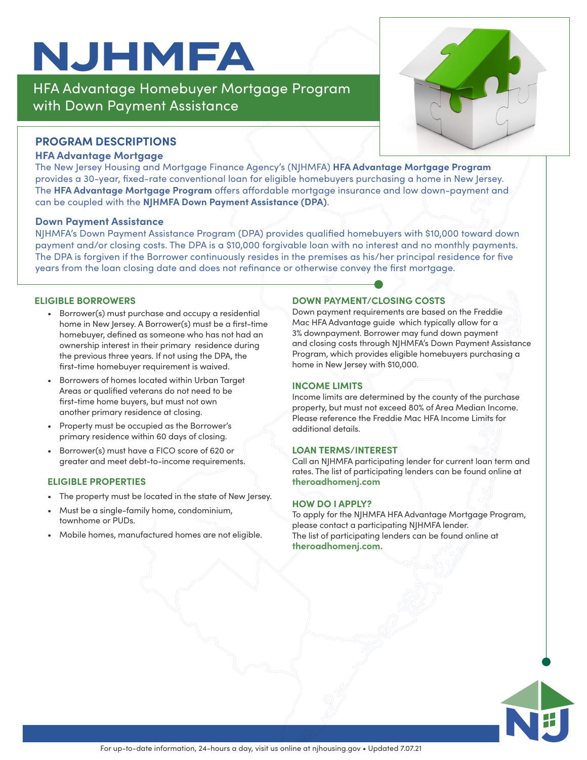# NJHMFA

## HFA Advantage Homebuyer Mortgage Program with Down Payment Assistance

## PROGRAM DESCRIPTIONS

### HFA Advantage Mortgage

The New Jersey Housing and Mortgage Finance Agency's (NJHMFA) **HFA Advantage Mortgage Program** provides a 30-year, fixed-rate conventional loan for eligible homebuyers purchasing a home in New Jersey. The **HFA Advantage Mortgage Program** offers affordable mortgage insurance and low down-payment and can be coupled with the **NJHMFA Down Payment Assistance (DPA)**.

### Down Payment Assistance

NJHMFA's Down Payment Assistance Program (DPA) provides qualified homebuyers with $10,000 toward down payment and/or closing costs. The DPA is a $10,000 forgivable loan with no interest and no monthly payments. The DPA is forgiven if the Borrower continuously resides in the premises as his/her principal residence for five years from the loan closing date and does not refinance or otherwise convey the first mortgage.

### ELIGIBLE BORROWERS

- Borrower(s) must purchase and occupy a residential home in New Jersey. A Borrower(s) must be a first-time homebuyer, defined as someone who has not had an ownership interest in their primary residence during the previous three years. If not using the DPA, the first-time homebuyer requirement is waived.
- Borrowers of homes located within Urban Target Areas or qualified veterans do not need to be first-time home buyers, but must not own another primary residence at closing.
- Property must be occupied as the Borrower's primary residence within 60 days of closing.
- Borrower(s) must have a FICO score of 620 or greater and meet debt-to-income requirements.

### ELIGIBLE PROPERTIES

- The property must be located in the state of New Jersey.
- Must be a single-family home, condominium, townhome or PUDs.
- Mobile homes, manufactured homes are not eligible.

### DOWN PAYMENT/CLOSING COSTS

Down payment requirements are based on the Freddie Mac HFA Advantage guide which typically allow for a 3% downpayment. Borrower may fund down payment and closing costs through NJHMFA's Down Payment Assistance Program, which provides eligible homebuyers purchasing a home in New Jersey with $10,000.

### INCOME LIMITS

Income limits are determined by the county of the purchase property, but must not exceed 80% of Area Median Income. Please reference the Freddie Mac HFA Income Limits for additional details.

### LOAN TERMS/INTEREST

Call an NJHMFA participating lender for current loan term and rates. The list of participating lenders can be found online at **theroadhomenj.com**

### HOW DO I APPLY?

To apply for the NJHMFA HFA Advantage Mortgage Program, please contact a participating NJHMFA lender.
The list of participating lenders can be found online at **theroadhomenj.com.**

For up-to-date information, 24-hours a day, visit us online at njhousing.gov • Updated 7.07.21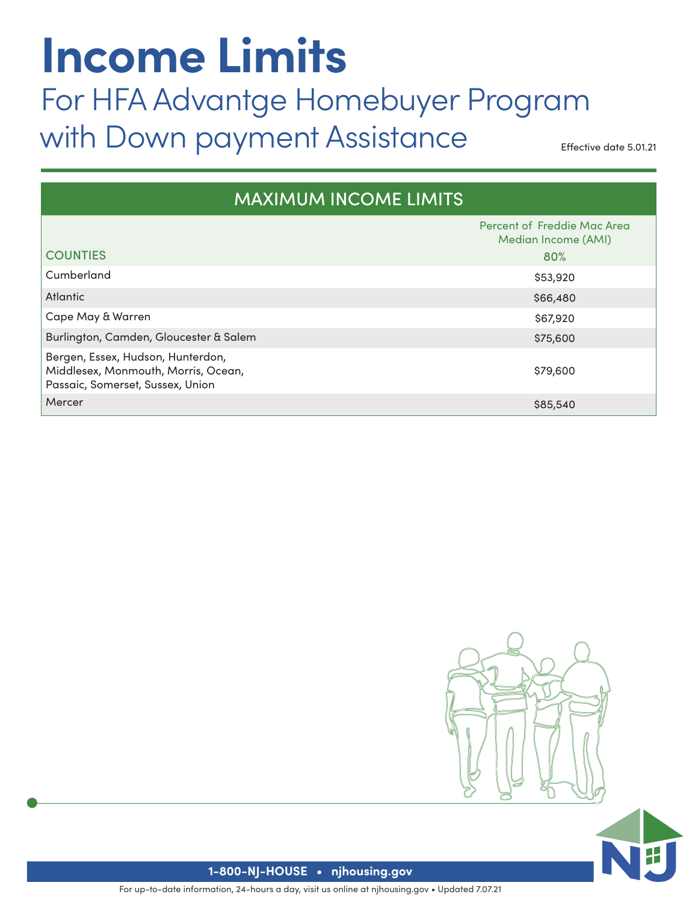# Income Limits

## For HFA Advantge Homebuyer Program with Down payment Assistance

Effective date 5.01.21

| MAXIMUM INCOME LIMITS | |
|---|---|
| COUNTIES | Percent of Freddie Mac Area Median Income (AMI) 80% |
| Cumberland | $53,920 |
| Atlantic | $66,480 |
| Cape May & Warren | $67,920 |
| Burlington, Camden, Gloucester & Salem | $75,600 |
| Bergen, Essex, Hudson, Hunterdon, Middlesex, Monmouth, Morris, Ocean, Passaic, Somerset, Sussex, Union | $79,600 |
| Mercer | $85,540 |

**1-800-NJ-HOUSE • njhousing.gov**

For up-to-date information, 24-hours a day, visit us online at njhousing.gov • Updated 7.07.21